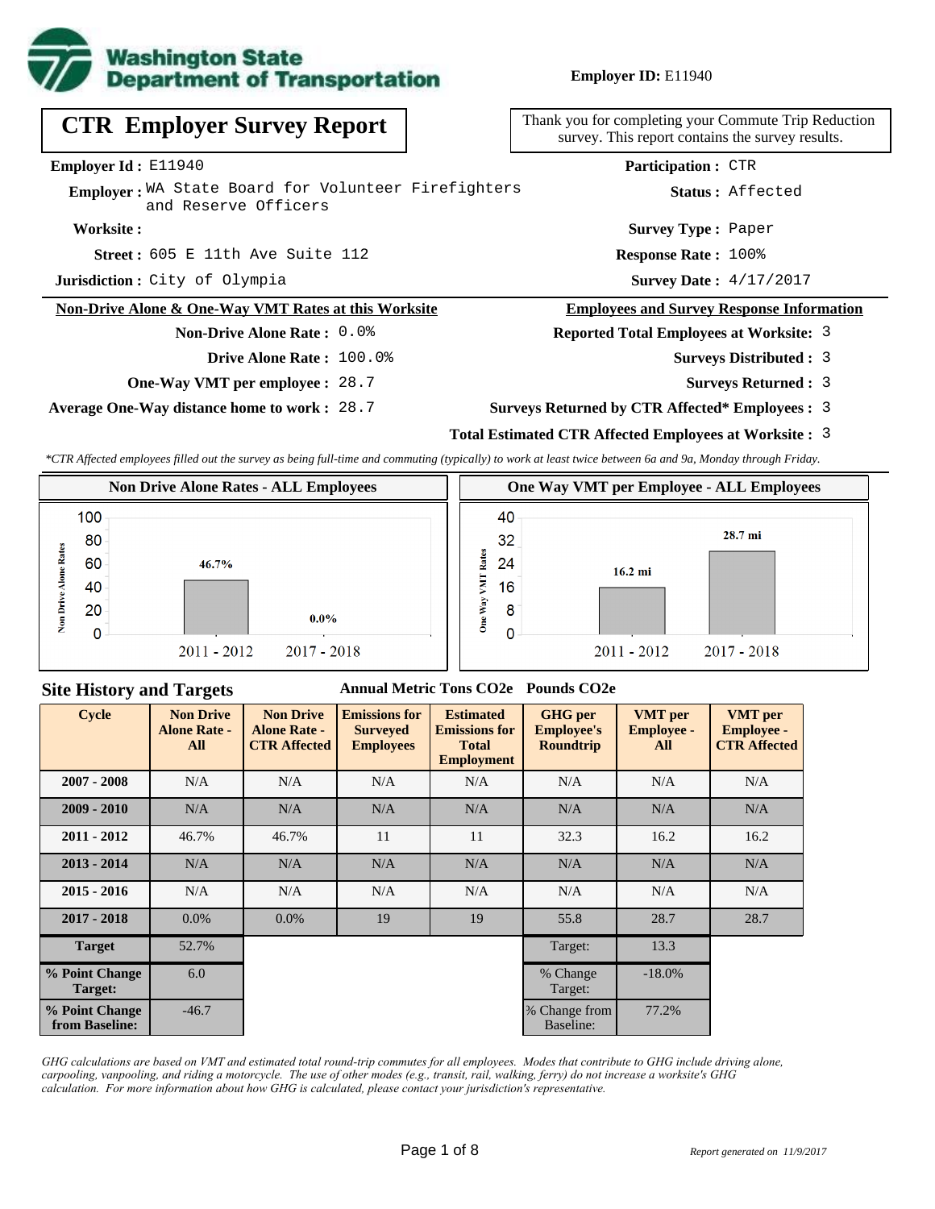**Washington State Department of Transportation**

**Employer ID:** E11940

# CTR Employer Survey Report

Thank you for completing your Commute Trip Reduction survey. This report contains the survey results.

**Employer Id :** E11940

**Employer :** WA State Board for Volunteer Firefighters and Reserve Officers

**Worksite :**

**Street :** 605 E 11th Ave Suite 112

**Jurisdiction :** City of Olympia

**Participation :** CTR

**Status :** Affected

**Survey Type :** Paper

**Response Rate :** 100%

**Survey Date :** 4/17/2017

## Non-Drive Alone & One-Way VMT Rates at this Worksite

**Non-Drive Alone Rate :** 0.0%

**Drive Alone Rate :** 100.0%

**One-Way VMT per employee :** 28.7

**Average One-Way distance home to work :** 28.7

## Employees and Survey Response Information

**Reported Total Employees at Worksite:** 3

**Surveys Distributed :** 3

**Surveys Returned :** 3

**Surveys Returned by CTR Affected\* Employees :** 3

**Total Estimated CTR Affected Employees at Worksite :** 3

*\*CTR Affected employees filled out the survey as being full-time and commuting (typically) to work at least twice between 6a and 9a, Monday through Friday.*

### Non Drive Alone Rates - ALL Employees

| Cycle | Non Drive Alone Rates |
|---|---|
| 2011 - 2012 | 46.7% |
| 2017 - 2018 | 0.0% |

### One Way VMT per Employee - ALL Employees

| Cycle | One Way VMT Rates |
|---|---|
| 2011 - 2012 | 16.2 mi |
| 2017 - 2018 | 28.7 mi |

## Site History and Targets

Annual Metric Tons CO2e   Pounds CO2e

| Cycle | Non Drive Alone Rate - All | Non Drive Alone Rate - CTR Affected | Emissions for Surveyed Employees | Estimated Emissions for Total Employment | GHG per Employee's Roundtrip | VMT per Employee - All | VMT per Employee - CTR Affected |
|---|---|---|---|---|---|---|---|
| 2007 - 2008 | N/A | N/A | N/A | N/A | N/A | N/A | N/A |
| 2009 - 2010 | N/A | N/A | N/A | N/A | N/A | N/A | N/A |
| 2011 - 2012 | 46.7% | 46.7% | 11 | 11 | 32.3 | 16.2 | 16.2 |
| 2013 - 2014 | N/A | N/A | N/A | N/A | N/A | N/A | N/A |
| 2015 - 2016 | N/A | N/A | N/A | N/A | N/A | N/A | N/A |
| 2017 - 2018 | 0.0% | 0.0% | 19 | 19 | 55.8 | 28.7 | 28.7 |
| **Target** | 52.7% | | | | Target: | 13.3 | |
| **% Point Change Target:** | 6.0 | | | | % Change Target: | -18.0% | |
| **% Point Change from Baseline:** | -46.7 | | | | % Change from Baseline: | 77.2% | |

*GHG calculations are based on VMT and estimated total round-trip commutes for all employees. Modes that contribute to GHG include driving alone, carpooling, vanpooling, and riding a motorcycle. The use of other modes (e.g., transit, rail, walking, ferry) do not increase a worksite's GHG calculation. For more information about how GHG is calculated, please contact your jurisdiction's representative.*

*Report generated on 11/9/2017*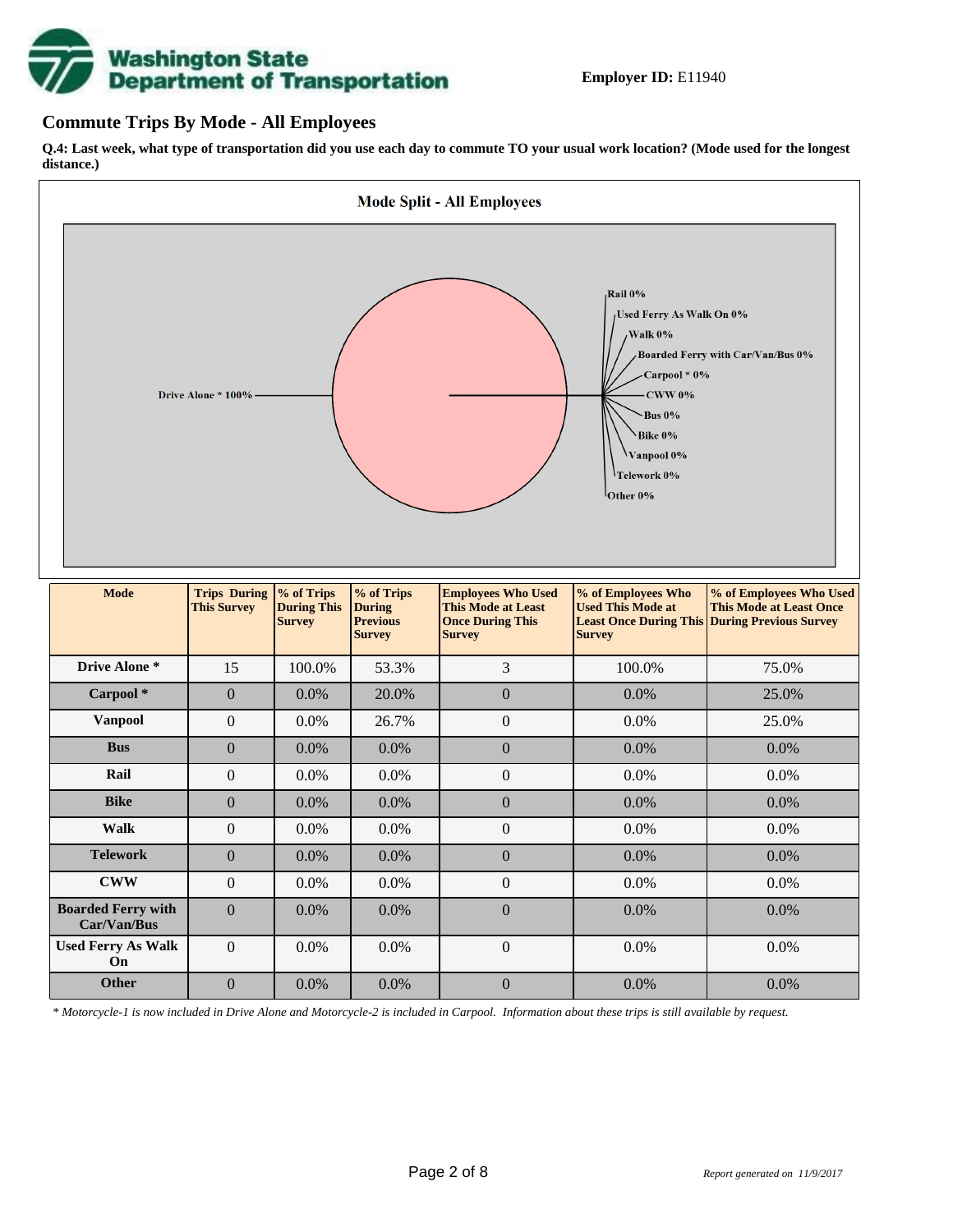**Employer ID:** E11940

## Commute Trips By Mode - All Employees

**Q.4: Last week, what type of transportation did you use each day to commute TO your usual work location? (Mode used for the longest distance.)**

**Mode Split - All Employees**

Drive Alone * 100%
Rail 0%
Used Ferry As Walk On 0%
Walk 0%
Boarded Ferry with Car/Van/Bus 0%
Carpool * 0%
CWW 0%
Bus 0%
Bike 0%
Vanpool 0%
Telework 0%
Other 0%

| Mode | Trips During This Survey | % of Trips During This Survey | % of Trips During Previous Survey | Employees Who Used This Mode at Least Once During This Survey | % of Employees Who Used This Mode at Least Once During This Survey | % of Employees Who Used This Mode at Least Once During Previous Survey |
|---|---|---|---|---|---|---|
| **Drive Alone *** | 15 | 100.0% | 53.3% | 3 | 100.0% | 75.0% |
| **Carpool *** | 0 | 0.0% | 20.0% | 0 | 0.0% | 25.0% |
| **Vanpool** | 0 | 0.0% | 26.7% | 0 | 0.0% | 25.0% |
| **Bus** | 0 | 0.0% | 0.0% | 0 | 0.0% | 0.0% |
| **Rail** | 0 | 0.0% | 0.0% | 0 | 0.0% | 0.0% |
| **Bike** | 0 | 0.0% | 0.0% | 0 | 0.0% | 0.0% |
| **Walk** | 0 | 0.0% | 0.0% | 0 | 0.0% | 0.0% |
| **Telework** | 0 | 0.0% | 0.0% | 0 | 0.0% | 0.0% |
| **CWW** | 0 | 0.0% | 0.0% | 0 | 0.0% | 0.0% |
| **Boarded Ferry with Car/Van/Bus** | 0 | 0.0% | 0.0% | 0 | 0.0% | 0.0% |
| **Used Ferry As Walk On** | 0 | 0.0% | 0.0% | 0 | 0.0% | 0.0% |
| **Other** | 0 | 0.0% | 0.0% | 0 | 0.0% | 0.0% |

*\* Motorcycle-1 is now included in Drive Alone and Motorcycle-2 is included in Carpool. Information about these trips is still available by request.*

*Report generated on 11/9/2017*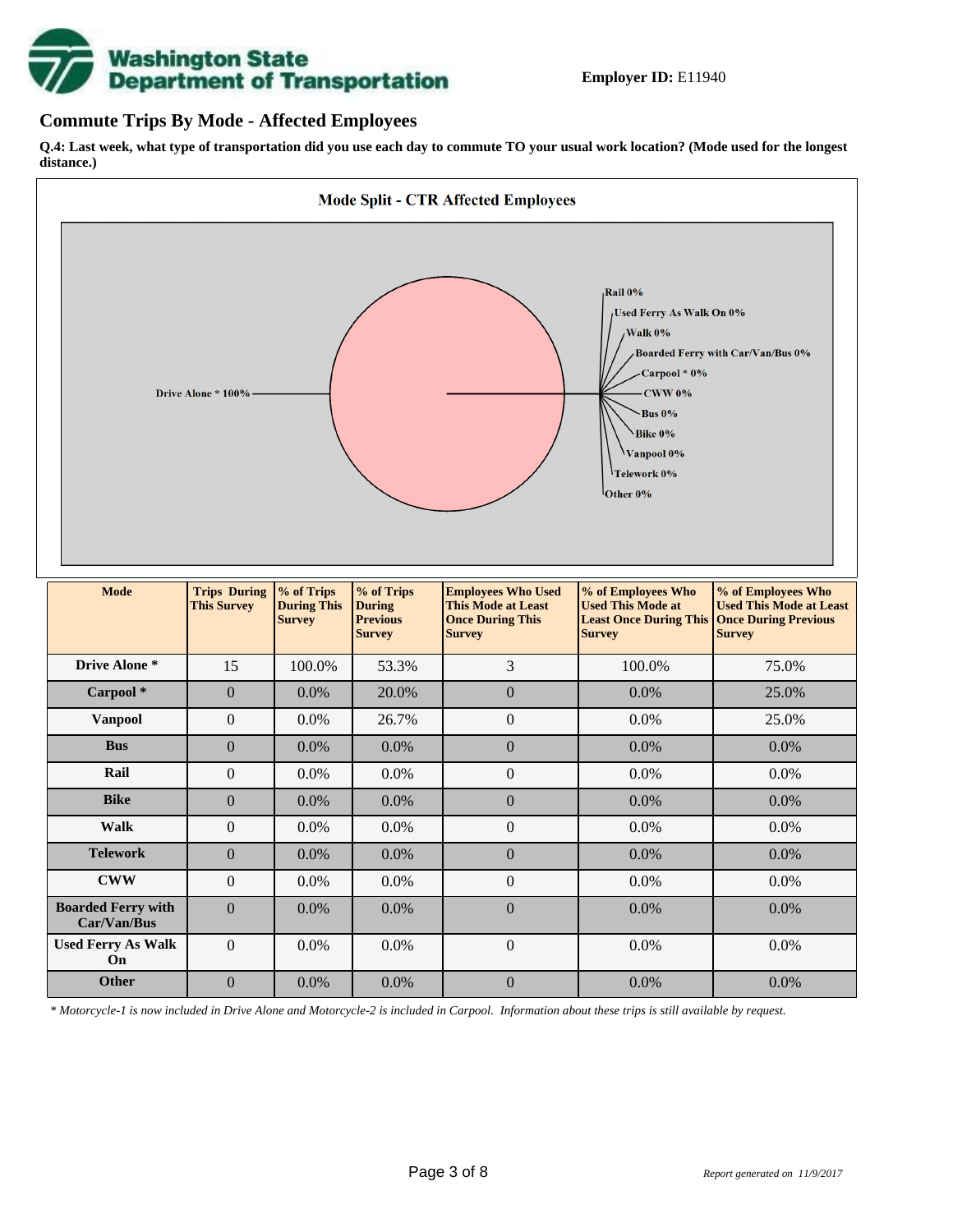**Employer ID:** E11940

## Commute Trips By Mode - Affected Employees

**Q.4: Last week, what type of transportation did you use each day to commute TO your usual work location? (Mode used for the longest distance.)**

**Mode Split - CTR Affected Employees**

Drive Alone * 100%

Rail 0%
Used Ferry As Walk On 0%
Walk 0%
Boarded Ferry with Car/Van/Bus 0%
Carpool * 0%
CWW 0%
Bus 0%
Bike 0%
Vanpool 0%
Telework 0%
Other 0%

| Mode | Trips During This Survey | % of Trips During This Survey | % of Trips During Previous Survey | Employees Who Used This Mode at Least Once During This Survey | % of Employees Who Used This Mode at Least Once During This Survey | % of Employees Who Used This Mode at Least Once During Previous Survey |
|---|---|---|---|---|---|---|
| **Drive Alone *** | 15 | 100.0% | 53.3% | 3 | 100.0% | 75.0% |
| **Carpool *** | 0 | 0.0% | 20.0% | 0 | 0.0% | 25.0% |
| **Vanpool** | 0 | 0.0% | 26.7% | 0 | 0.0% | 25.0% |
| **Bus** | 0 | 0.0% | 0.0% | 0 | 0.0% | 0.0% |
| **Rail** | 0 | 0.0% | 0.0% | 0 | 0.0% | 0.0% |
| **Bike** | 0 | 0.0% | 0.0% | 0 | 0.0% | 0.0% |
| **Walk** | 0 | 0.0% | 0.0% | 0 | 0.0% | 0.0% |
| **Telework** | 0 | 0.0% | 0.0% | 0 | 0.0% | 0.0% |
| **CWW** | 0 | 0.0% | 0.0% | 0 | 0.0% | 0.0% |
| **Boarded Ferry with Car/Van/Bus** | 0 | 0.0% | 0.0% | 0 | 0.0% | 0.0% |
| **Used Ferry As Walk On** | 0 | 0.0% | 0.0% | 0 | 0.0% | 0.0% |
| **Other** | 0 | 0.0% | 0.0% | 0 | 0.0% | 0.0% |

*\* Motorcycle-1 is now included in Drive Alone and Motorcycle-2 is included in Carpool. Information about these trips is still available by request.*

*Report generated on 11/9/2017*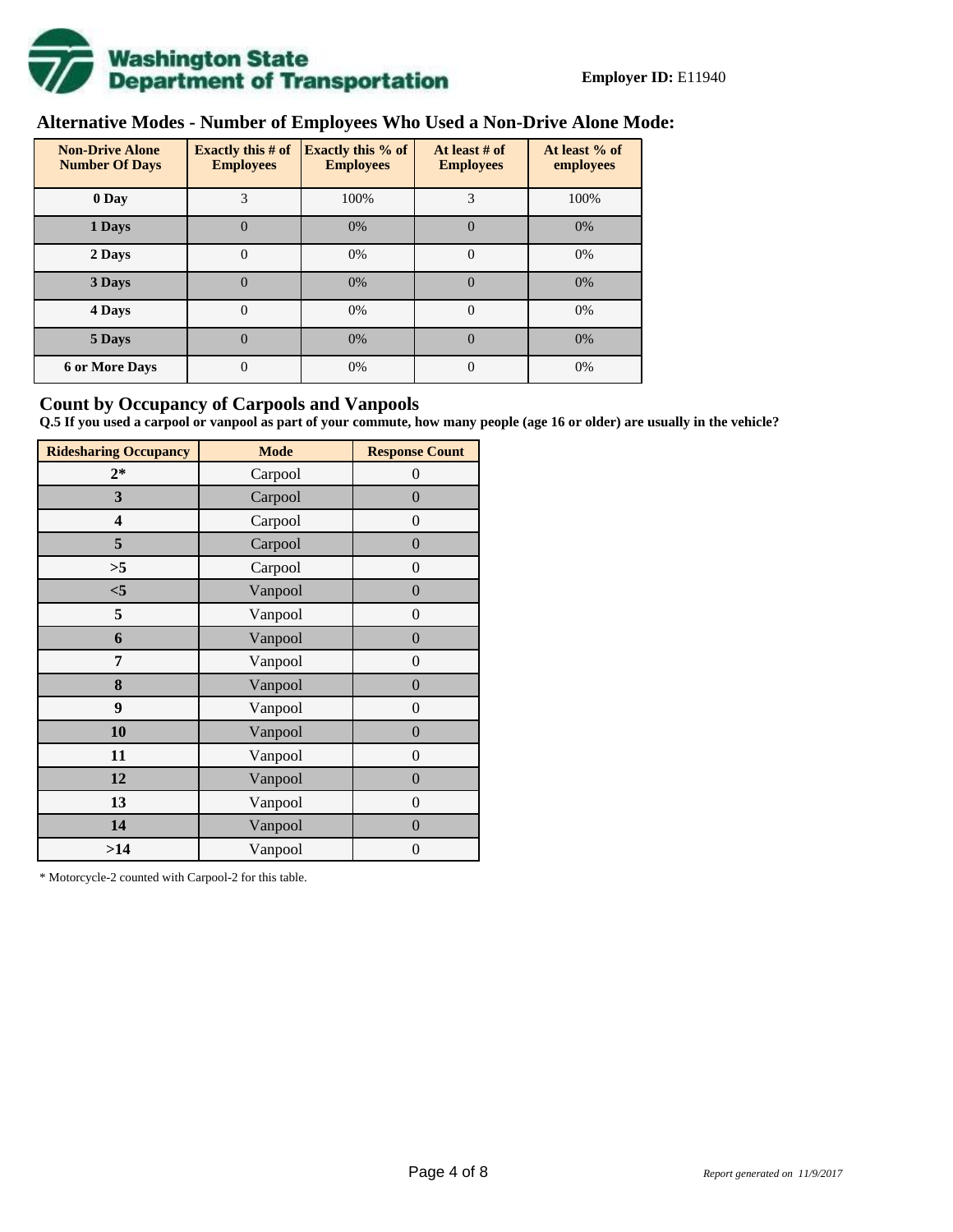**Employer ID:** E11940

## Alternative Modes - Number of Employees Who Used a Non-Drive Alone Mode:

| Non-Drive Alone Number Of Days | Exactly this # of Employees | Exactly this % of Employees | At least # of Employees | At least % of employees |
|---|---|---|---|---|
| 0 Day | 3 | 100% | 3 | 100% |
| 1 Days | 0 | 0% | 0 | 0% |
| 2 Days | 0 | 0% | 0 | 0% |
| 3 Days | 0 | 0% | 0 | 0% |
| 4 Days | 0 | 0% | 0 | 0% |
| 5 Days | 0 | 0% | 0 | 0% |
| 6 or More Days | 0 | 0% | 0 | 0% |

## Count by Occupancy of Carpools and Vanpools

**Q.5 If you used a carpool or vanpool as part of your commute, how many people (age 16 or older) are usually in the vehicle?**

| Ridesharing Occupancy | Mode | Response Count |
|---|---|---|
| 2* | Carpool | 0 |
| 3 | Carpool | 0 |
| 4 | Carpool | 0 |
| 5 | Carpool | 0 |
| >5 | Carpool | 0 |
| <5 | Vanpool | 0 |
| 5 | Vanpool | 0 |
| 6 | Vanpool | 0 |
| 7 | Vanpool | 0 |
| 8 | Vanpool | 0 |
| 9 | Vanpool | 0 |
| 10 | Vanpool | 0 |
| 11 | Vanpool | 0 |
| 12 | Vanpool | 0 |
| 13 | Vanpool | 0 |
| 14 | Vanpool | 0 |
| >14 | Vanpool | 0 |

* Motorcycle-2 counted with Carpool-2 for this table.

*Report generated on 11/9/2017*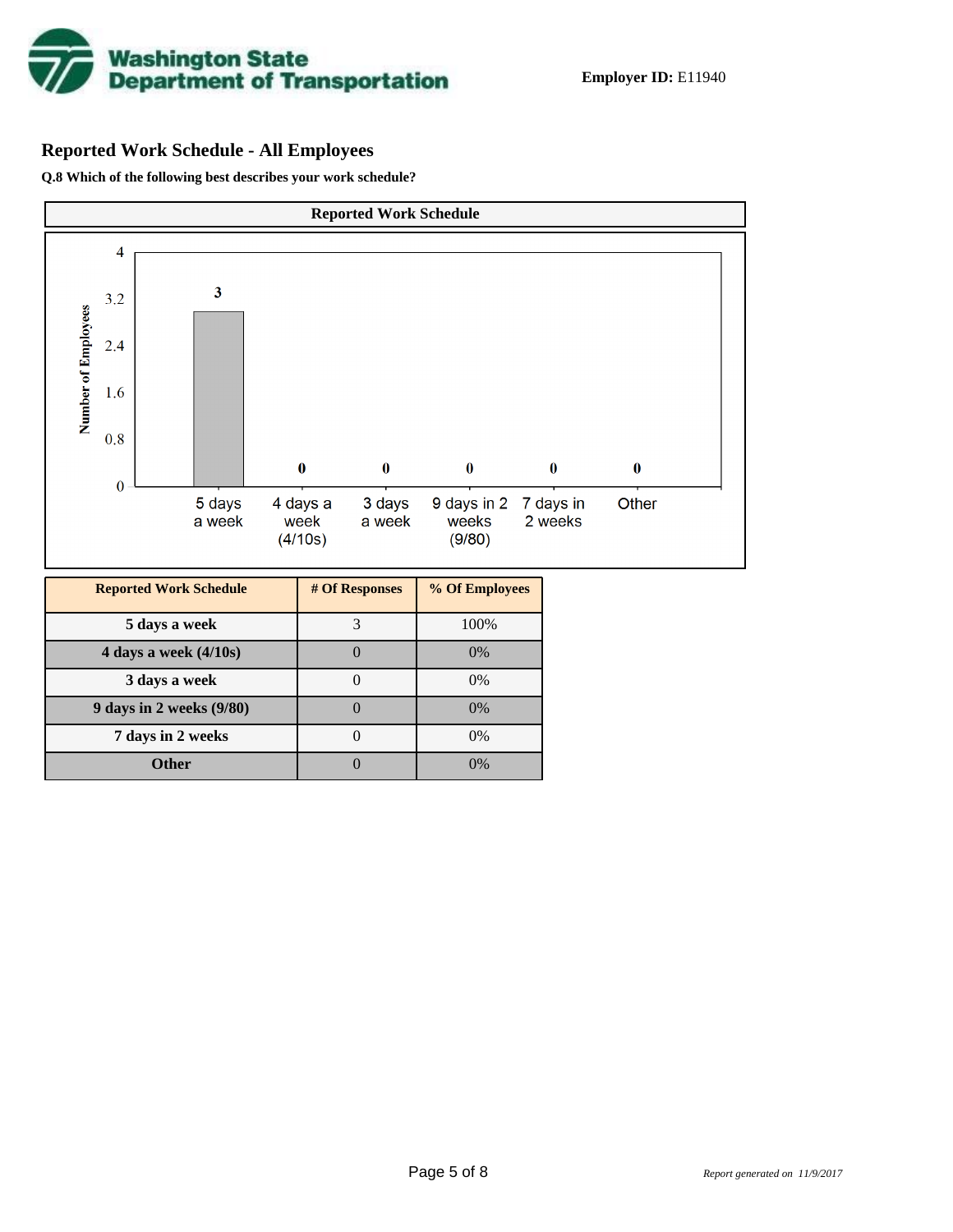**Employer ID:** E11940

## Reported Work Schedule - All Employees

**Q.8 Which of the following best describes your work schedule?**

| Reported Work Schedule | # Of Responses | % Of Employees |
|---|---|---|
| 5 days a week | 3 | 100% |
| 4 days a week (4/10s) | 0 | 0% |
| 3 days a week | 0 | 0% |
| 9 days in 2 weeks (9/80) | 0 | 0% |
| 7 days in 2 weeks | 0 | 0% |
| Other | 0 | 0% |

*Report generated on 11/9/2017*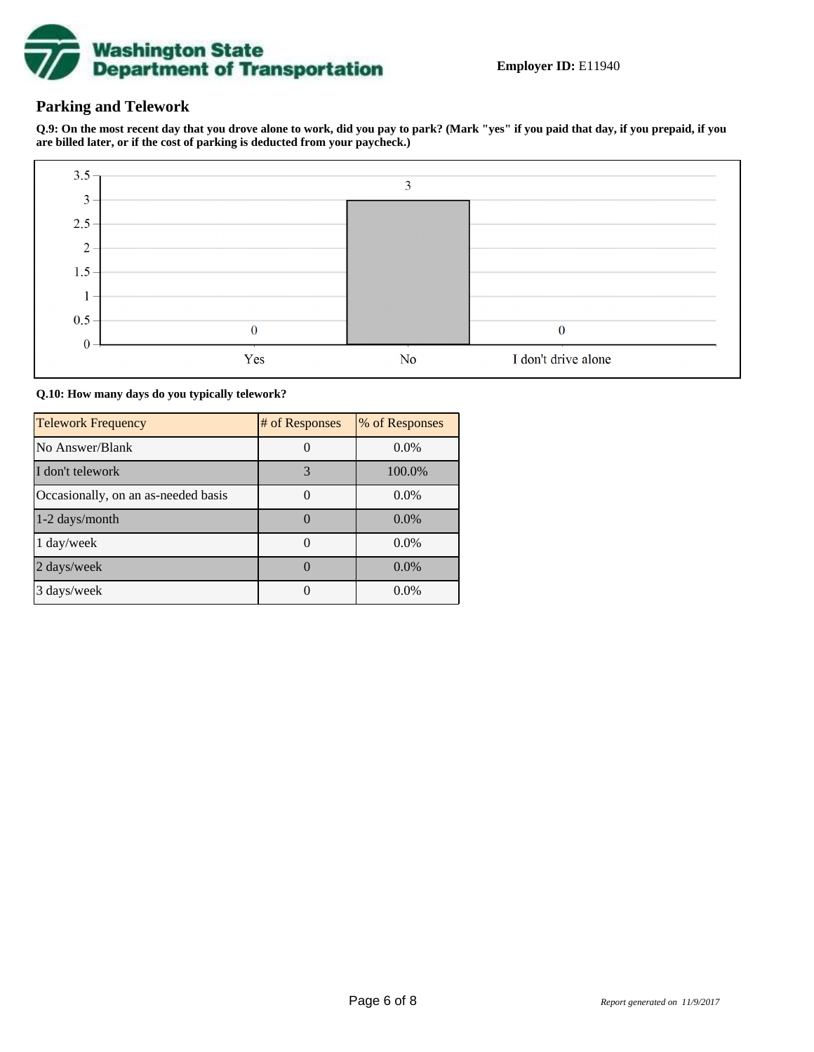**Employer ID:** E11940

## Parking and Telework

**Q.9: On the most recent day that you drove alone to work, did you pay to park? (Mark "yes" if you paid that day, if you prepaid, if you are billed later, or if the cost of parking is deducted from your paycheck.)**

| Response | Count |
|---|---|
| Yes | 0 |
| No | 3 |
| I don't drive alone | 0 |

**Q.10: How many days do you typically telework?**

| Telework Frequency | # of Responses | % of Responses |
|---|---|---|
| No Answer/Blank | 0 | 0.0% |
| I don't telework | 3 | 100.0% |
| Occasionally, on an as-needed basis | 0 | 0.0% |
| 1-2 days/month | 0 | 0.0% |
| 1 day/week | 0 | 0.0% |
| 2 days/week | 0 | 0.0% |
| 3 days/week | 0 | 0.0% |

*Report generated on 11/9/2017*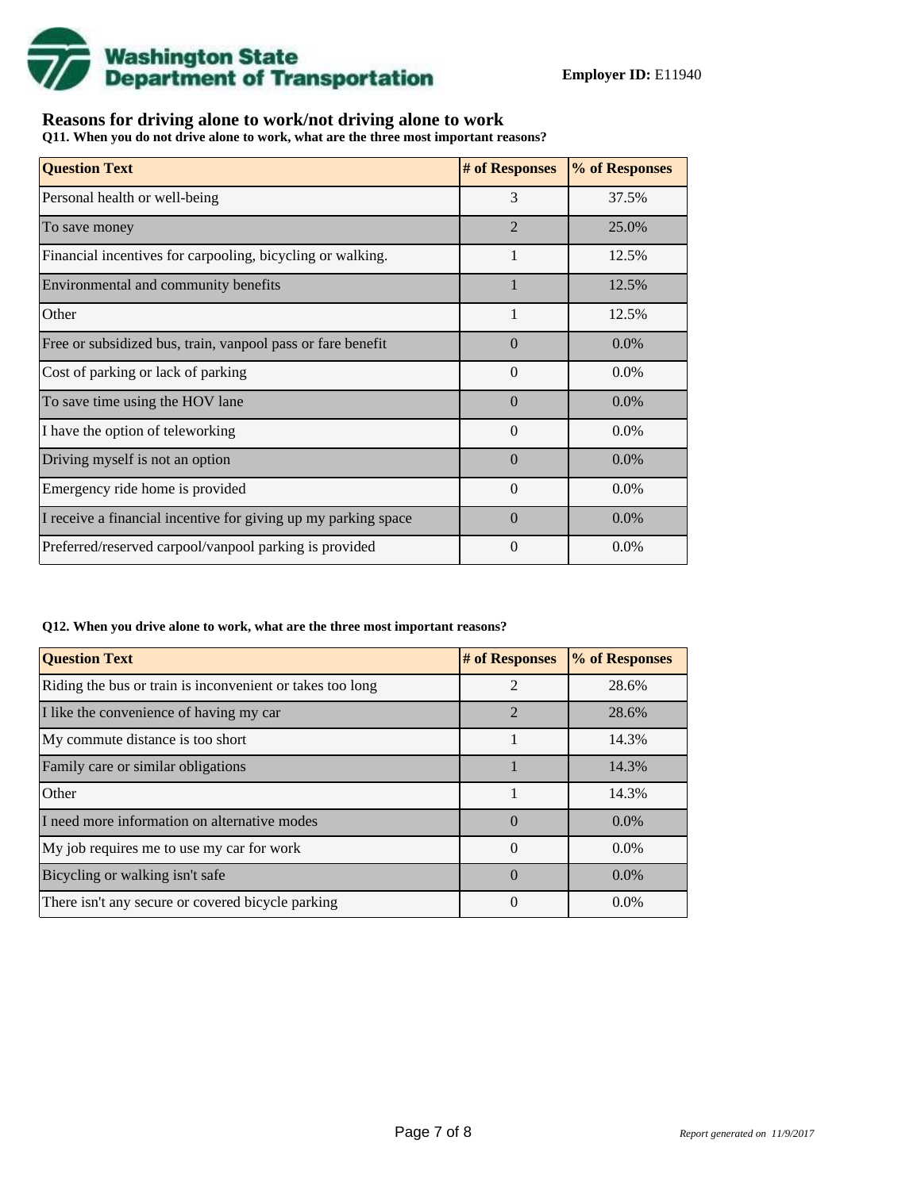Washington State Department of Transportation

**Employer ID:** E11940

## Reasons for driving alone to work/not driving alone to work

**Q11. When you do not drive alone to work, what are the three most important reasons?**

| Question Text | # of Responses | % of Responses |
|---|---|---|
| Personal health or well-being | 3 | 37.5% |
| To save money | 2 | 25.0% |
| Financial incentives for carpooling, bicycling or walking. | 1 | 12.5% |
| Environmental and community benefits | 1 | 12.5% |
| Other | 1 | 12.5% |
| Free or subsidized bus, train, vanpool pass or fare benefit | 0 | 0.0% |
| Cost of parking or lack of parking | 0 | 0.0% |
| To save time using the HOV lane | 0 | 0.0% |
| I have the option of teleworking | 0 | 0.0% |
| Driving myself is not an option | 0 | 0.0% |
| Emergency ride home is provided | 0 | 0.0% |
| I receive a financial incentive for giving up my parking space | 0 | 0.0% |
| Preferred/reserved carpool/vanpool parking is provided | 0 | 0.0% |

**Q12. When you drive alone to work, what are the three most important reasons?**

| Question Text | # of Responses | % of Responses |
|---|---|---|
| Riding the bus or train is inconvenient or takes too long | 2 | 28.6% |
| I like the convenience of having my car | 2 | 28.6% |
| My commute distance is too short | 1 | 14.3% |
| Family care or similar obligations | 1 | 14.3% |
| Other | 1 | 14.3% |
| I need more information on alternative modes | 0 | 0.0% |
| My job requires me to use my car for work | 0 | 0.0% |
| Bicycling or walking isn't safe | 0 | 0.0% |
| There isn't any secure or covered bicycle parking | 0 | 0.0% |

*Report generated on 11/9/2017*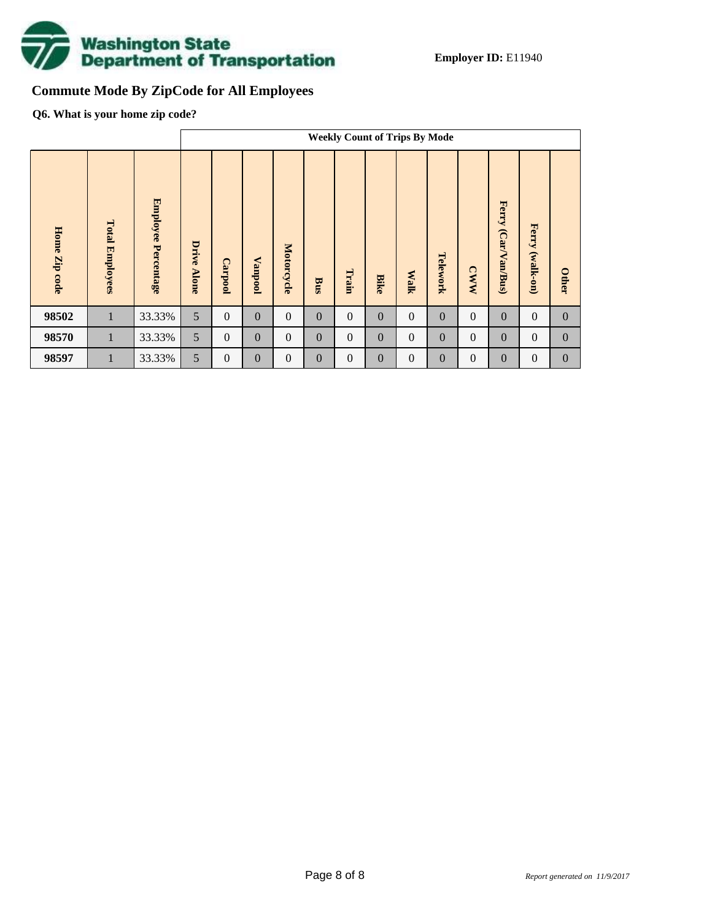**Employer ID:** E11940

## Commute Mode By ZipCode for All Employees

**Q6. What is your home zip code?**

| | | | Weekly Count of Trips By Mode | | | | | | | | | | | | | |
|---|---|---|---|---|---|---|---|---|---|---|---|---|---|---|---|---|
| **Home Zip code** | **Total Employees** | **Employee Percentage** | **Drive Alone** | **Carpool** | **Vanpool** | **Motorcycle** | **Bus** | **Train** | **Bike** | **Walk** | **Telework** | **CWW** | **Ferry (Car/Van/Bus)** | **Ferry (walk-on)** | **Other** |
| **98502** | 1 | 33.33% | 5 | 0 | 0 | 0 | 0 | 0 | 0 | 0 | 0 | 0 | 0 | 0 | 0 |
| **98570** | 1 | 33.33% | 5 | 0 | 0 | 0 | 0 | 0 | 0 | 0 | 0 | 0 | 0 | 0 | 0 |
| **98597** | 1 | 33.33% | 5 | 0 | 0 | 0 | 0 | 0 | 0 | 0 | 0 | 0 | 0 | 0 | 0 |

*Report generated on 11/9/2017*